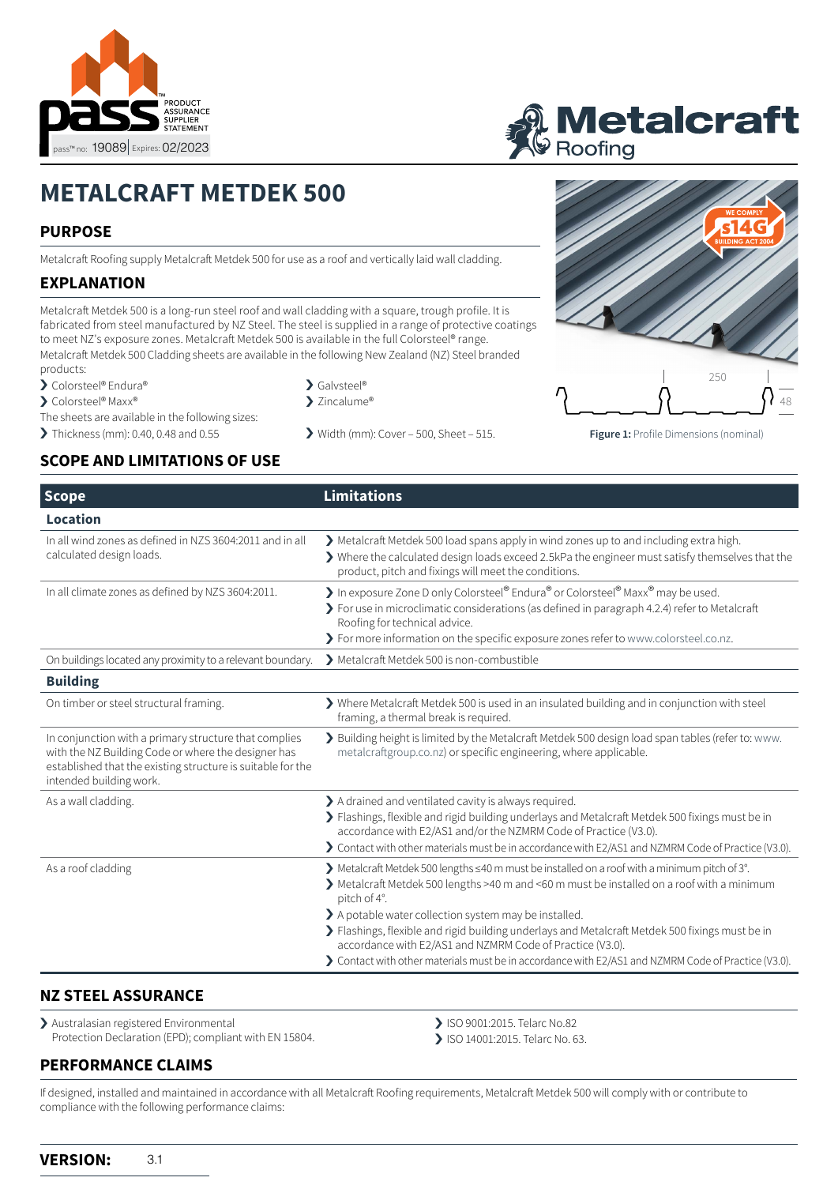pass™ PRODUCT ASSURANCE SUPPLIER STATEMENT

pass™ no: 19089 | Expires: 02/2023

Metalcraft Roofing

# METALCRAFT METDEK 500

## PURPOSE

Metalcraft Roofing supply Metalcraft Metdek 500 for use as a roof and vertically laid wall cladding.

## EXPLANATION

Metalcraft Metdek 500 is a long-run steel roof and wall cladding with a square, trough profile. It is fabricated from steel manufactured by NZ Steel. The steel is supplied in a range of protective coatings to meet NZ's exposure zones. Metalcraft Metdek 500 is available in the full Colorsteel® range. Metalcraft Metdek 500 Cladding sheets are available in the following New Zealand (NZ) Steel branded products:

- Colorsteel® Endura®
- Colorsteel® Maxx®
- Galvsteel®
- Zincalume®

The sheets are available in the following sizes:

- Thickness (mm): 0.40, 0.48 and 0.55
- Width (mm): Cover – 500, Sheet – 515.

WE COMPLY s14G BUILDING ACT 2004

250

48

**Figure 1:** Profile Dimensions (nominal)

## SCOPE AND LIMITATIONS OF USE

| Scope | Limitations |
|---|---|
| **Location** | |
| In all wind zones as defined in NZS 3604:2011 and in all calculated design loads. | ❯ Metalcraft Metdek 500 load spans apply in wind zones up to and including extra high.<br>❯ Where the calculated design loads exceed 2.5kPa the engineer must satisfy themselves that the product, pitch and fixings will meet the conditions. |
| In all climate zones as defined by NZS 3604:2011. | ❯ In exposure Zone D only Colorsteel® Endura® or Colorsteel® Maxx® may be used.<br>❯ For use in microclimatic considerations (as defined in paragraph 4.2.4) refer to Metalcraft Roofing for technical advice.<br>❯ For more information on the specific exposure zones refer to www.colorsteel.co.nz. |
| On buildings located any proximity to a relevant boundary. | ❯ Metalcraft Metdek 500 is non-combustible |
| **Building** | |
| On timber or steel structural framing. | ❯ Where Metalcraft Metdek 500 is used in an insulated building and in conjunction with steel framing, a thermal break is required. |
| In conjunction with a primary structure that complies with the NZ Building Code or where the designer has established that the existing structure is suitable for the intended building work. | ❯ Building height is limited by the Metalcraft Metdek 500 design load span tables (refer to: www.metalcraftgroup.co.nz) or specific engineering, where applicable. |
| As a wall cladding. | ❯ A drained and ventilated cavity is always required.<br>❯ Flashings, flexible and rigid building underlays and Metalcraft Metdek 500 fixings must be in accordance with E2/AS1 and/or the NZMRM Code of Practice (V3.0).<br>❯ Contact with other materials must be in accordance with E2/AS1 and NZMRM Code of Practice (V3.0). |
| As a roof cladding | ❯ Metalcraft Metdek 500 lengths ≤40 m must be installed on a roof with a minimum pitch of 3°.<br>❯ Metalcraft Metdek 500 lengths >40 m and <60 m must be installed on a roof with a minimum pitch of 4°.<br>❯ A potable water collection system may be installed.<br>❯ Flashings, flexible and rigid building underlays and Metalcraft Metdek 500 fixings must be in accordance with E2/AS1 and NZMRM Code of Practice (V3.0).<br>❯ Contact with other materials must be in accordance with E2/AS1 and NZMRM Code of Practice (V3.0). |

## NZ STEEL ASSURANCE

- Australasian registered Environmental Protection Declaration (EPD); compliant with EN 15804.
- ISO 9001:2015. Telarc No.82
- ISO 14001:2015. Telarc No. 63.

## PERFORMANCE CLAIMS

If designed, installed and maintained in accordance with all Metalcraft Roofing requirements, Metalcraft Metdek 500 will comply with or contribute to compliance with the following performance claims:

**VERSION:** 3.1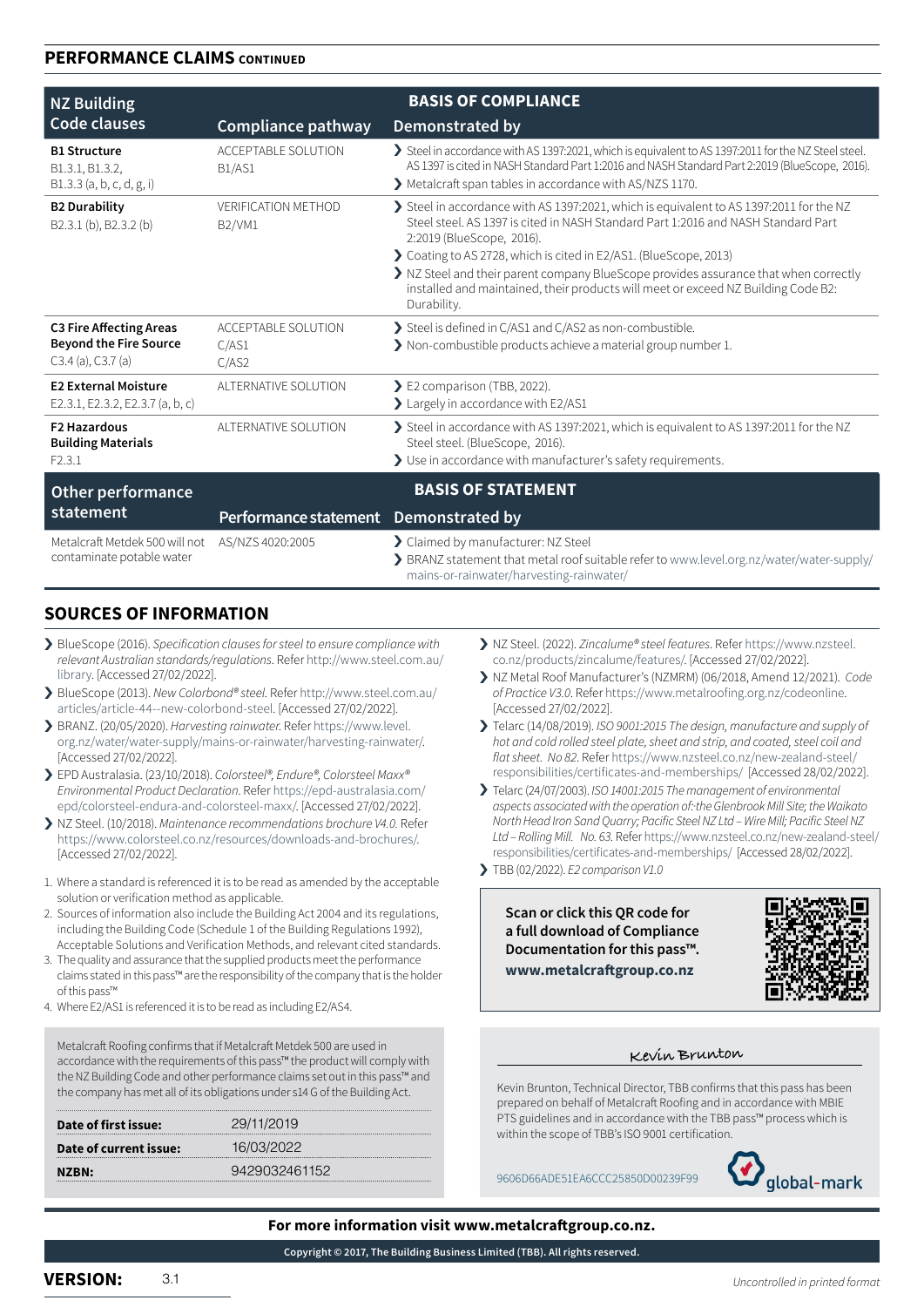## PERFORMANCE CLAIMS CONTINUED

| NZ Building Code clauses | Compliance pathway | BASIS OF COMPLIANCE Demonstrated by |
|---|---|---|
| **B1 Structure** B1.3.1, B1.3.2, B1.3.3 (a, b, c, d, g, i) | ACCEPTABLE SOLUTION B1/AS1 | ❯ Steel in accordance with AS 1397:2021, which is equivalent to AS 1397:2011 for the NZ Steel steel. AS 1397 is cited in NASH Standard Part 1:2016 and NASH Standard Part 2:2019 (BlueScope, 2016). ❯ Metalcraft span tables in accordance with AS/NZS 1170. |
| **B2 Durability** B2.3.1 (b), B2.3.2 (b) | VERIFICATION METHOD B2/VM1 | ❯ Steel in accordance with AS 1397:2021, which is equivalent to AS 1397:2011 for the NZ Steel steel. AS 1397 is cited in NASH Standard Part 1:2016 and NASH Standard Part 2:2019 (BlueScope, 2016). ❯ Coating to AS 2728, which is cited in E2/AS1. (BlueScope, 2013) ❯ NZ Steel and their parent company BlueScope provides assurance that when correctly installed and maintained, their products will meet or exceed NZ Building Code B2: Durability. |
| **C3 Fire Affecting Areas Beyond the Fire Source** C3.4 (a), C3.7 (a) | ACCEPTABLE SOLUTION C/AS1 C/AS2 | ❯ Steel is defined in C/AS1 and C/AS2 as non-combustible. ❯ Non-combustible products achieve a material group number 1. |
| **E2 External Moisture** E2.3.1, E2.3.2, E2.3.7 (a, b, c) | ALTERNATIVE SOLUTION | ❯ E2 comparison (TBB, 2022). ❯ Largely in accordance with E2/AS1 |
| **F2 Hazardous Building Materials** F2.3.1 | ALTERNATIVE SOLUTION | ❯ Steel in accordance with AS 1397:2021, which is equivalent to AS 1397:2011 for the NZ Steel steel. (BlueScope, 2016). ❯ Use in accordance with manufacturer's safety requirements. |

| Other performance statement | Performance statement | BASIS OF STATEMENT Demonstrated by |
|---|---|---|
| Metalcraft Metdek 500 will not contaminate potable water | AS/NZS 4020:2005 | ❯ Claimed by manufacturer: NZ Steel ❯ BRANZ statement that metal roof suitable refer to www.level.org.nz/water/water-supply/mains-or-rainwater/harvesting-rainwater/ |

## SOURCES OF INFORMATION

- BlueScope (2016). *Specification clauses for steel to ensure compliance with relevant Australian standards/regulations.* Refer http://www.steel.com.au/library. [Accessed 27/02/2022].
- BlueScope (2013). *New Colorbond® steel.* Refer http://www.steel.com.au/articles/article-44--new-colorbond-steel. [Accessed 27/02/2022].
- BRANZ. (20/05/2020). *Harvesting rainwater.* Refer https://www.level.org.nz/water/water-supply/mains-or-rainwater/harvesting-rainwater/. [Accessed 27/02/2022].
- EPD Australasia. (23/10/2018). *Colorsteel®, Endure®, Colorsteel Maxx® Environmental Product Declaration.* Refer https://epd-australasia.com/epd/colorsteel-endura-and-colorsteel-maxx/. [Accessed 27/02/2022].
- NZ Steel. (10/2018). *Maintenance recommendations brochure V4.0.* Refer https://www.colorsteel.co.nz/resources/downloads-and-brochures/. [Accessed 27/02/2022].
- NZ Steel. (2022). *Zincalume® steel features.* Refer https://www.nzsteel.co.nz/products/zincalume/features/. [Accessed 27/02/2022].
- NZ Metal Roof Manufacturer's (NZMRM) (06/2018, Amend 12/2021). *Code of Practice V3.0.* Refer https://www.metalroofing.org.nz/codeonline. [Accessed 27/02/2022].
- Telarc (14/08/2019). *ISO 9001:2015 The design, manufacture and supply of hot and cold rolled steel plate, sheet and strip, and coated, steel coil and flat sheet. No 82.* Refer https://www.nzsteel.co.nz/new-zealand-steel/responsibilities/certificates-and-memberships/ [Accessed 28/02/2022].
- Telarc (24/07/2003). *ISO 14001:2015 The management of environmental aspects associated with the operation of:·the Glenbrook Mill Site; the Waikato North Head Iron Sand Quarry; Pacific Steel NZ Ltd – Wire Mill; Pacific Steel NZ Ltd – Rolling Mill. No. 63.* Refer https://www.nzsteel.co.nz/new-zealand-steel/responsibilities/certificates-and-memberships/ [Accessed 28/02/2022].
- TBB (02/2022). *E2 comparison V1.0*

1. Where a standard is referenced it is to be read as amended by the acceptable solution or verification method as applicable.
2. Sources of information also include the Building Act 2004 and its regulations, including the Building Code (Schedule 1 of the Building Regulations 1992), Acceptable Solutions and Verification Methods, and relevant cited standards.
3. The quality and assurance that the supplied products meet the performance claims stated in this pass™ are the responsibility of the company that is the holder of this pass™
4. Where E2/AS1 is referenced it is to be read as including E2/AS4.

**Scan or click this QR code for a full download of Compliance Documentation for this pass™.**
**www.metalcraftgroup.co.nz**

Metalcraft Roofing confirms that if Metalcraft Metdek 500 are used in accordance with the requirements of this pass™ the product will comply with the NZ Building Code and other performance claims set out in this pass™ and the company has met all of its obligations under s14 G of the Building Act.

| | |
|---|---|
| **Date of first issue:** | 29/11/2019 |
| **Date of current issue:** | 16/03/2022 |
| **NZBN:** | 9429032461152 |

Kevin Brunton

Kevin Brunton, Technical Director, TBB confirms that this pass has been prepared on behalf of Metalcraft Roofing and in accordance with MBIE PTS guidelines and in accordance with the TBB pass™ process which is within the scope of TBB's ISO 9001 certification.

9606D66ADE51EA6CCC25850D00239F99

global-mark

**For more information visit www.metalcraftgroup.co.nz.**

Copyright © 2017, The Building Business Limited (TBB). All rights reserved.

**VERSION:** 3.1

Uncontrolled in printed format